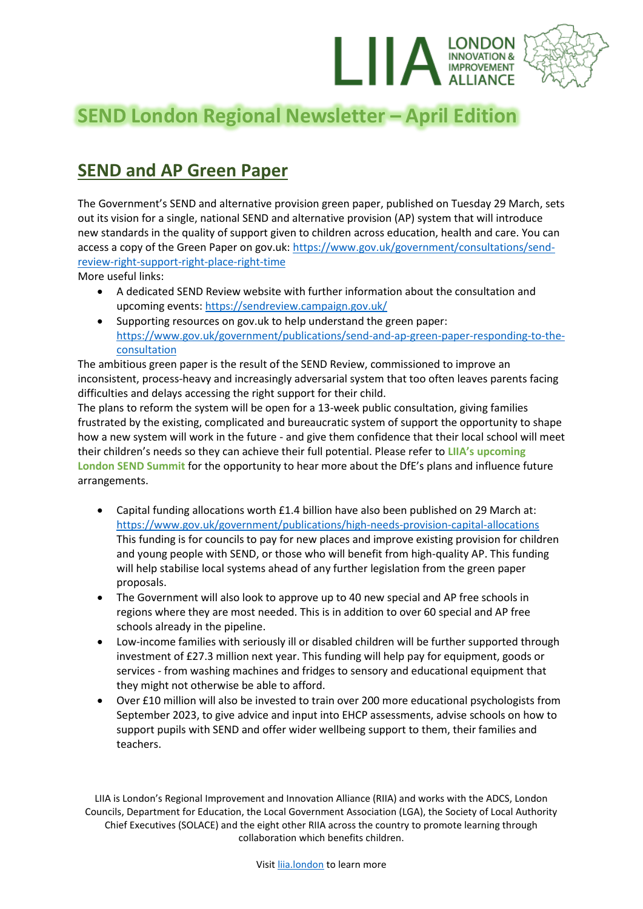# SEND London Regional Newsletter – April Edition

## SEND and AP Green Paper

The Government's SEND and alternative provision green paper, published on Tuesday 29 March, sets out its vision for a single, national SEND and alternative provision (AP) system that will introduce new standards in the quality of support given to children across education, health and care. You can access a copy of the Green Paper on gov.uk: https://www.gov.uk/government/consultations/send-review-right-support-right-place-right-time

More useful links:

- A dedicated SEND Review website with further information about the consultation and upcoming events: https://sendreview.campaign.gov.uk/
- Supporting resources on gov.uk to help understand the green paper: https://www.gov.uk/government/publications/send-and-ap-green-paper-responding-to-the-consultation

The ambitious green paper is the result of the SEND Review, commissioned to improve an inconsistent, process-heavy and increasingly adversarial system that too often leaves parents facing difficulties and delays accessing the right support for their child.

The plans to reform the system will be open for a 13-week public consultation, giving families frustrated by the existing, complicated and bureaucratic system of support the opportunity to shape how a new system will work in the future - and give them confidence that their local school will meet their children's needs so they can achieve their full potential. Please refer to **LIIA's upcoming London SEND Summit** for the opportunity to hear more about the DfE's plans and influence future arrangements.

- Capital funding allocations worth £1.4 billion have also been published on 29 March at: https://www.gov.uk/government/publications/high-needs-provision-capital-allocations This funding is for councils to pay for new places and improve existing provision for children and young people with SEND, or those who will benefit from high-quality AP. This funding will help stabilise local systems ahead of any further legislation from the green paper proposals.
- The Government will also look to approve up to 40 new special and AP free schools in regions where they are most needed. This is in addition to over 60 special and AP free schools already in the pipeline.
- Low-income families with seriously ill or disabled children will be further supported through investment of £27.3 million next year. This funding will help pay for equipment, goods or services - from washing machines and fridges to sensory and educational equipment that they might not otherwise be able to afford.
- Over £10 million will also be invested to train over 200 more educational psychologists from September 2023, to give advice and input into EHCP assessments, advise schools on how to support pupils with SEND and offer wider wellbeing support to them, their families and teachers.

LIIA is London's Regional Improvement and Innovation Alliance (RIIA) and works with the ADCS, London Councils, Department for Education, the Local Government Association (LGA), the Society of Local Authority Chief Executives (SOLACE) and the eight other RIIA across the country to promote learning through collaboration which benefits children.

Visit liia.london to learn more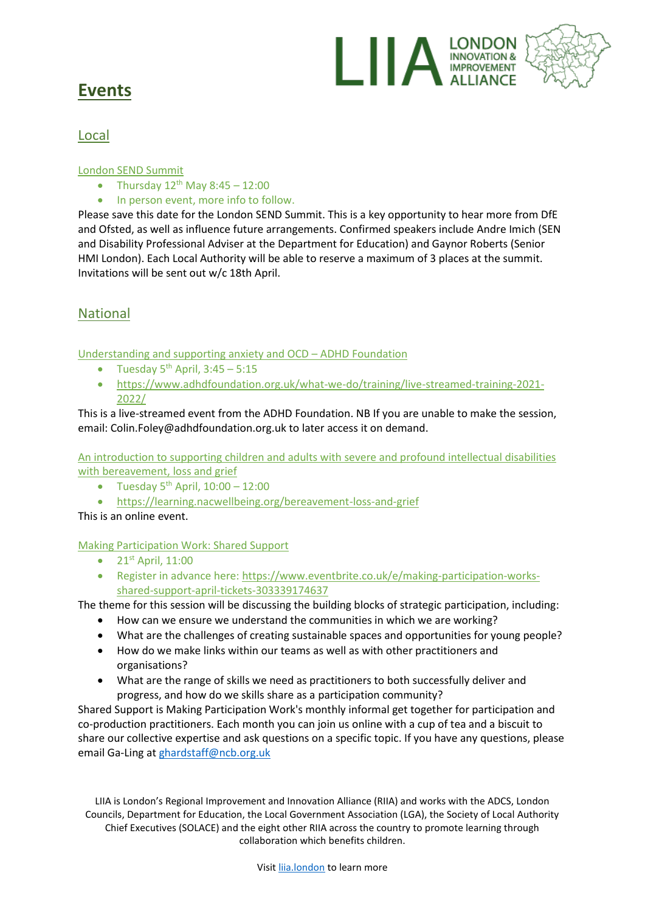# Events

## Local

### London SEND Summit

- Thursday 12th May 8:45 – 12:00
- In person event, more info to follow.

Please save this date for the London SEND Summit. This is a key opportunity to hear more from DfE and Ofsted, as well as influence future arrangements. Confirmed speakers include Andre Imich (SEN and Disability Professional Adviser at the Department for Education) and Gaynor Roberts (Senior HMI London). Each Local Authority will be able to reserve a maximum of 3 places at the summit. Invitations will be sent out w/c 18th April.

## National

### Understanding and supporting anxiety and OCD – ADHD Foundation

- Tuesday 5th April, 3:45 – 5:15
- https://www.adhdfoundation.org.uk/what-we-do/training/live-streamed-training-2021-2022/

This is a live-streamed event from the ADHD Foundation. NB If you are unable to make the session, email: Colin.Foley@adhdfoundation.org.uk to later access it on demand.

### An introduction to supporting children and adults with severe and profound intellectual disabilities with bereavement, loss and grief

- Tuesday 5th April, 10:00 – 12:00
- https://learning.nacwellbeing.org/bereavement-loss-and-grief

This is an online event.

### Making Participation Work: Shared Support

- 21st April, 11:00
- Register in advance here: https://www.eventbrite.co.uk/e/making-participation-works-shared-support-april-tickets-303339174637

The theme for this session will be discussing the building blocks of strategic participation, including:

- How can we ensure we understand the communities in which we are working?
- What are the challenges of creating sustainable spaces and opportunities for young people?
- How do we make links within our teams as well as with other practitioners and organisations?
- What are the range of skills we need as practitioners to both successfully deliver and progress, and how do we skills share as a participation community?

Shared Support is Making Participation Work's monthly informal get together for participation and co-production practitioners. Each month you can join us online with a cup of tea and a biscuit to share our collective expertise and ask questions on a specific topic. If you have any questions, please email Ga-Ling at ghardstaff@ncb.org.uk

LIIA is London's Regional Improvement and Innovation Alliance (RIIA) and works with the ADCS, London Councils, Department for Education, the Local Government Association (LGA), the Society of Local Authority Chief Executives (SOLACE) and the eight other RIIA across the country to promote learning through collaboration which benefits children.

Visit liia.london to learn more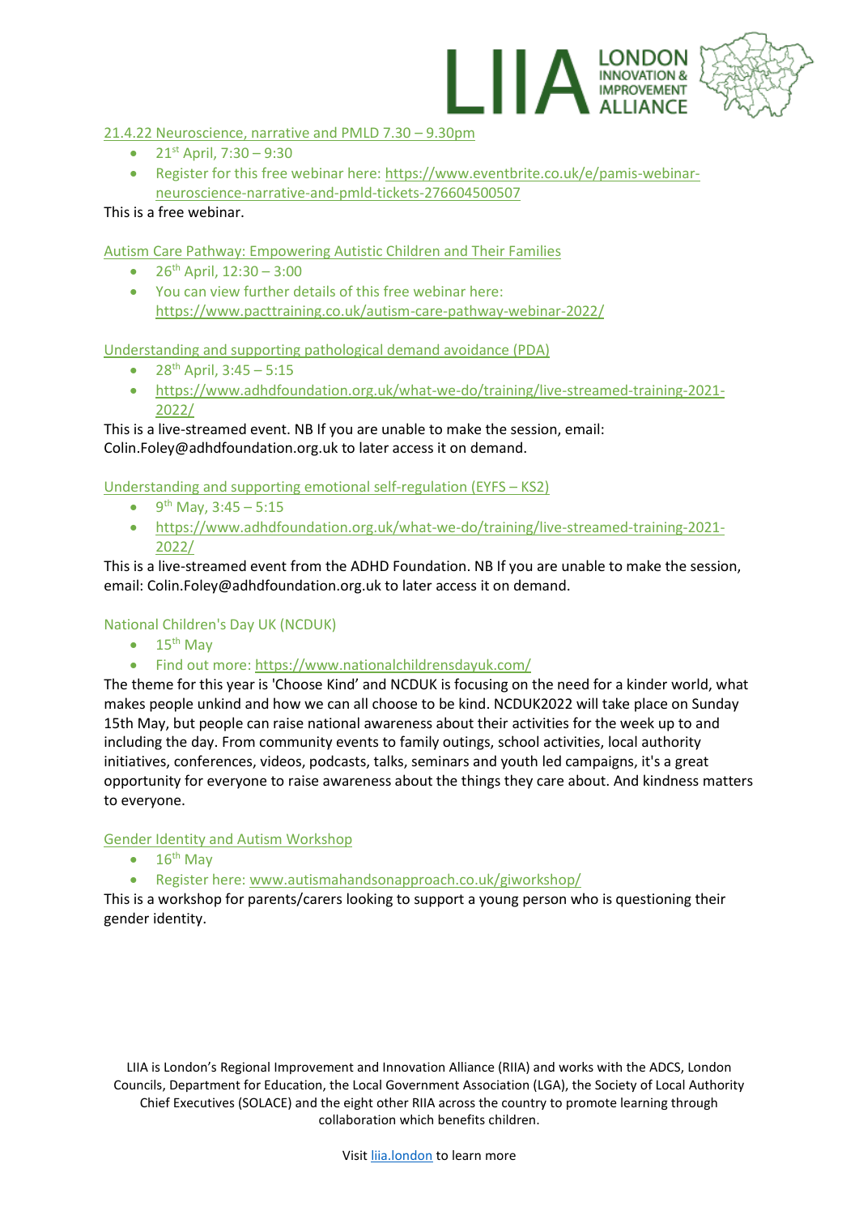21.4.22 Neuroscience, narrative and PMLD 7.30 – 9.30pm

- 21st April, 7:30 – 9:30
- Register for this free webinar here: https://www.eventbrite.co.uk/e/pamis-webinar-neuroscience-narrative-and-pmld-tickets-276604500507

This is a free webinar.

Autism Care Pathway: Empowering Autistic Children and Their Families

- 26th April, 12:30 – 3:00
- You can view further details of this free webinar here: https://www.pacttraining.co.uk/autism-care-pathway-webinar-2022/

Understanding and supporting pathological demand avoidance (PDA)

- 28th April, 3:45 – 5:15
- https://www.adhdfoundation.org.uk/what-we-do/training/live-streamed-training-2021-2022/

This is a live-streamed event. NB If you are unable to make the session, email: Colin.Foley@adhdfoundation.org.uk to later access it on demand.

Understanding and supporting emotional self-regulation (EYFS – KS2)

- 9th May, 3:45 – 5:15
- https://www.adhdfoundation.org.uk/what-we-do/training/live-streamed-training-2021-2022/

This is a live-streamed event from the ADHD Foundation. NB If you are unable to make the session, email: Colin.Foley@adhdfoundation.org.uk to later access it on demand.

National Children's Day UK (NCDUK)

- 15th May
- Find out more: https://www.nationalchildrensdayuk.com/

The theme for this year is 'Choose Kind' and NCDUK is focusing on the need for a kinder world, what makes people unkind and how we can all choose to be kind. NCDUK2022 will take place on Sunday 15th May, but people can raise national awareness about their activities for the week up to and including the day. From community events to family outings, school activities, local authority initiatives, conferences, videos, podcasts, talks, seminars and youth led campaigns, it's a great opportunity for everyone to raise awareness about the things they care about. And kindness matters to everyone.

Gender Identity and Autism Workshop

- 16th May
- Register here: www.autismahandsonapproach.co.uk/giworkshop/

This is a workshop for parents/carers looking to support a young person who is questioning their gender identity.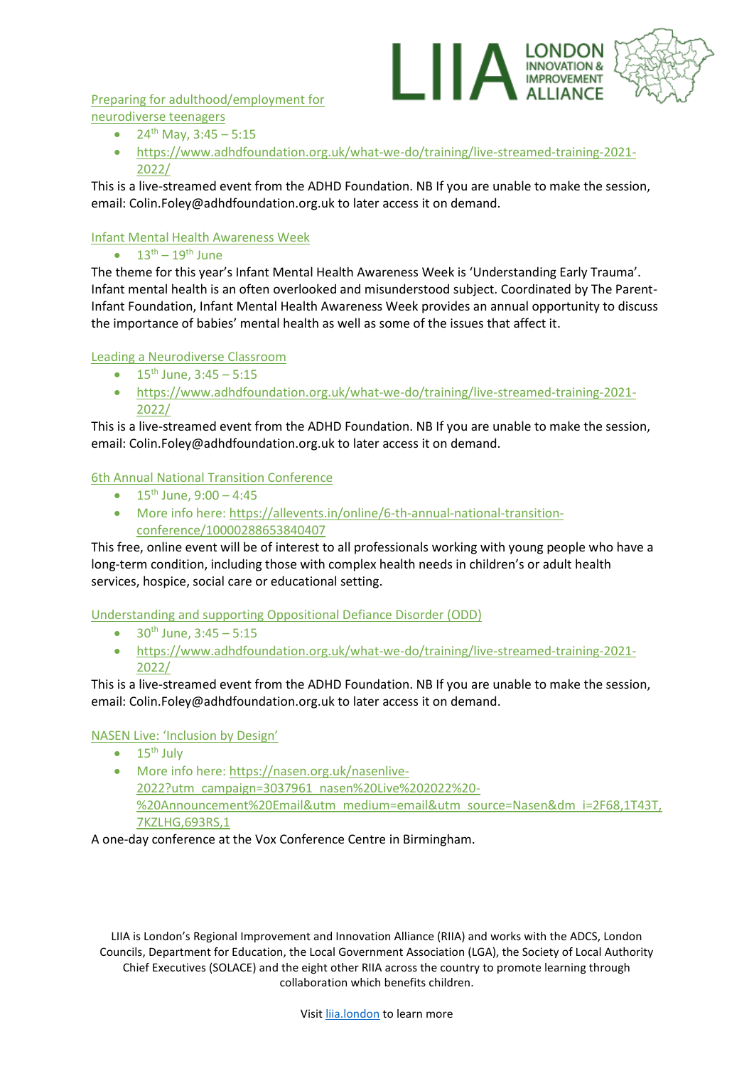[Preparing for adulthood/employment for neurodiverse teenagers](https://www.adhdfoundation.org.uk/what-we-do/training/live-streamed-training-2021-2022/)

- 24th May, 3:45 – 5:15
- https://www.adhdfoundation.org.uk/what-we-do/training/live-streamed-training-2021-2022/

This is a live-streamed event from the ADHD Foundation. NB If you are unable to make the session, email: Colin.Foley@adhdfoundation.org.uk to later access it on demand.

Infant Mental Health Awareness Week

- 13th – 19th June

The theme for this year's Infant Mental Health Awareness Week is 'Understanding Early Trauma'. Infant mental health is an often overlooked and misunderstood subject. Coordinated by The Parent-Infant Foundation, Infant Mental Health Awareness Week provides an annual opportunity to discuss the importance of babies' mental health as well as some of the issues that affect it.

Leading a Neurodiverse Classroom

- 15th June, 3:45 – 5:15
- https://www.adhdfoundation.org.uk/what-we-do/training/live-streamed-training-2021-2022/

This is a live-streamed event from the ADHD Foundation. NB If you are unable to make the session, email: Colin.Foley@adhdfoundation.org.uk to later access it on demand.

6th Annual National Transition Conference

- 15th June, 9:00 – 4:45
- More info here: https://allevents.in/online/6-th-annual-national-transition-conference/10000288653840407

This free, online event will be of interest to all professionals working with young people who have a long-term condition, including those with complex health needs in children's or adult health services, hospice, social care or educational setting.

Understanding and supporting Oppositional Defiance Disorder (ODD)

- 30th June, 3:45 – 5:15
- https://www.adhdfoundation.org.uk/what-we-do/training/live-streamed-training-2021-2022/

This is a live-streamed event from the ADHD Foundation. NB If you are unable to make the session, email: Colin.Foley@adhdfoundation.org.uk to later access it on demand.

NASEN Live: 'Inclusion by Design'

- 15th July
- More info here: https://nasen.org.uk/nasenlive-2022?utm_campaign=3037961_nasen%20Live%202022%20-%20Announcement%20Email&utm_medium=email&utm_source=Nasen&dm_i=2F68,1T43T,7KZLHG,693RS,1

A one-day conference at the Vox Conference Centre in Birmingham.

LIIA is London's Regional Improvement and Innovation Alliance (RIIA) and works with the ADCS, London Councils, Department for Education, the Local Government Association (LGA), the Society of Local Authority Chief Executives (SOLACE) and the eight other RIIA across the country to promote learning through collaboration which benefits children.

Visit liia.london to learn more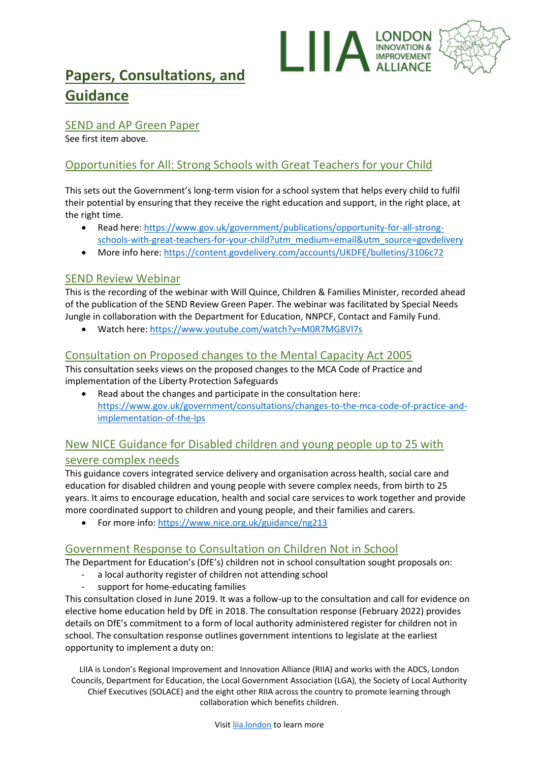# Papers, Consultations, and Guidance

## SEND and AP Green Paper

See first item above.

## Opportunities for All: Strong Schools with Great Teachers for your Child

This sets out the Government's long-term vision for a school system that helps every child to fulfil their potential by ensuring that they receive the right education and support, in the right place, at the right time.

- Read here: https://www.gov.uk/government/publications/opportunity-for-all-strong-schools-with-great-teachers-for-your-child?utm_medium=email&utm_source=govdelivery
- More info here: https://content.govdelivery.com/accounts/UKDFE/bulletins/3106c72

## SEND Review Webinar

This is the recording of the webinar with Will Quince, Children & Families Minister, recorded ahead of the publication of the SEND Review Green Paper. The webinar was facilitated by Special Needs Jungle in collaboration with the Department for Education, NNPCF, Contact and Family Fund.

- Watch here: https://www.youtube.com/watch?v=M0R7MG8VI7s

## Consultation on Proposed changes to the Mental Capacity Act 2005

This consultation seeks views on the proposed changes to the MCA Code of Practice and implementation of the Liberty Protection Safeguards

- Read about the changes and participate in the consultation here: https://www.gov.uk/government/consultations/changes-to-the-mca-code-of-practice-and-implementation-of-the-lps

## New NICE Guidance for Disabled children and young people up to 25 with severe complex needs

This guidance covers integrated service delivery and organisation across health, social care and education for disabled children and young people with severe complex needs, from birth to 25 years. It aims to encourage education, health and social care services to work together and provide more coordinated support to children and young people, and their families and carers.

- For more info: https://www.nice.org.uk/guidance/ng213

## Government Response to Consultation on Children Not in School

The Department for Education's (DfE's) children not in school consultation sought proposals on:

- a local authority register of children not attending school
- support for home-educating families

This consultation closed in June 2019. It was a follow-up to the consultation and call for evidence on elective home education held by DfE in 2018. The consultation response (February 2022) provides details on DfE's commitment to a form of local authority administered register for children not in school. The consultation response outlines government intentions to legislate at the earliest opportunity to implement a duty on: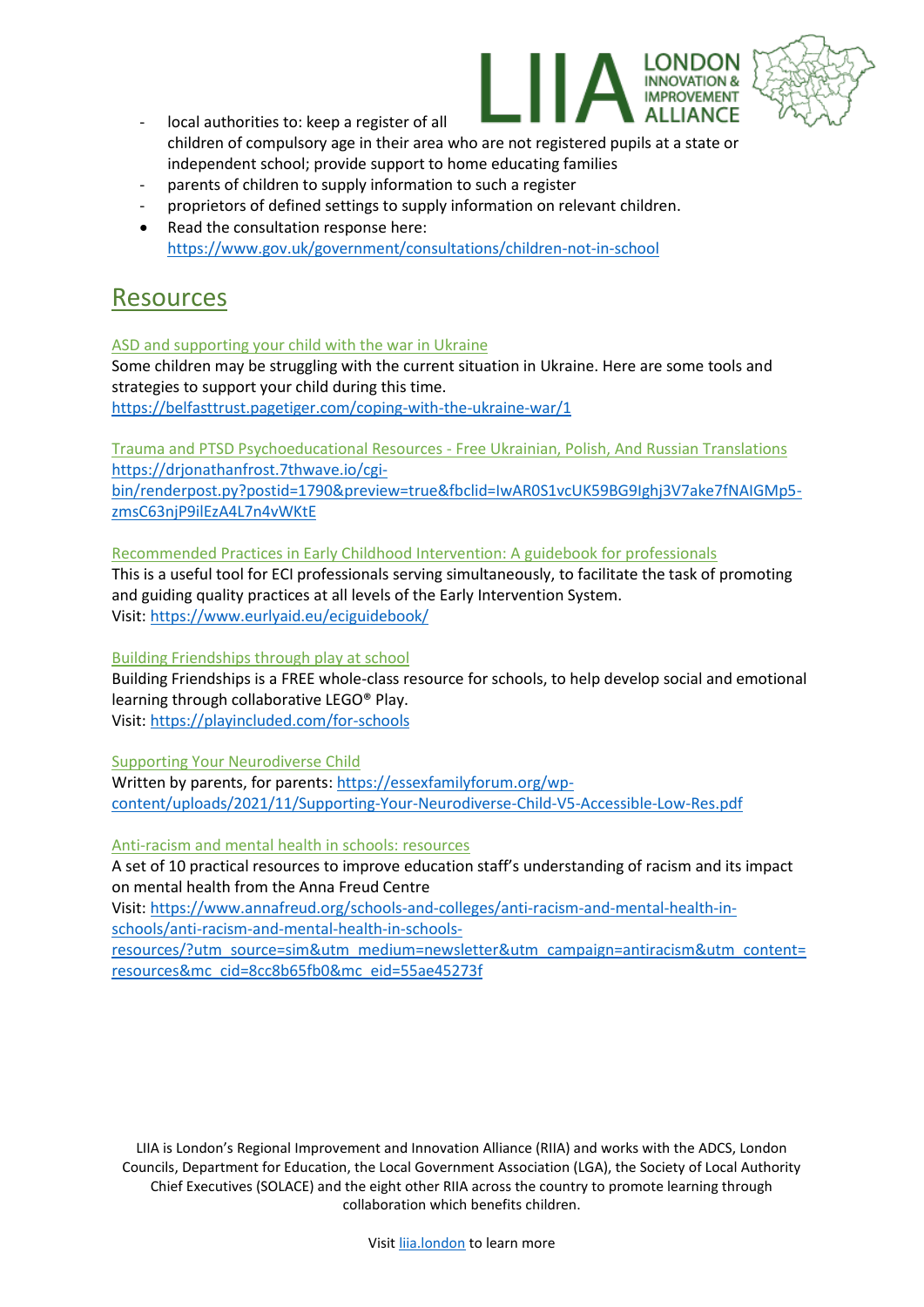- local authorities to: keep a register of all children of compulsory age in their area who are not registered pupils at a state or independent school; provide support to home educating families
- parents of children to supply information to such a register
- proprietors of defined settings to supply information on relevant children.

- Read the consultation response here: https://www.gov.uk/government/consultations/children-not-in-school

## Resources

ASD and supporting your child with the war in Ukraine

Some children may be struggling with the current situation in Ukraine. Here are some tools and strategies to support your child during this time.
https://belfasttrust.pagetiger.com/coping-with-the-ukraine-war/1

Trauma and PTSD Psychoeducational Resources - Free Ukrainian, Polish, And Russian Translations
https://drjonathanfrost.7thwave.io/cgi-bin/renderpost.py?postid=1790&preview=true&fbclid=IwAR0S1vcUK59BG9Ighj3V7ake7fNAIGMp5-zmsC63njP9ilEzA4L7n4vWKtE

Recommended Practices in Early Childhood Intervention: A guidebook for professionals

This is a useful tool for ECI professionals serving simultaneously, to facilitate the task of promoting and guiding quality practices at all levels of the Early Intervention System.
Visit: https://www.eurlyaid.eu/eciguidebook/

Building Friendships through play at school

Building Friendships is a FREE whole-class resource for schools, to help develop social and emotional learning through collaborative LEGO® Play.
Visit: https://playincluded.com/for-schools

Supporting Your Neurodiverse Child

Written by parents, for parents: https://essexfamilyforum.org/wp-content/uploads/2021/11/Supporting-Your-Neurodiverse-Child-V5-Accessible-Low-Res.pdf

Anti-racism and mental health in schools: resources

A set of 10 practical resources to improve education staff's understanding of racism and its impact on mental health from the Anna Freud Centre
Visit: https://www.annafreud.org/schools-and-colleges/anti-racism-and-mental-health-in-schools/anti-racism-and-mental-health-in-schools-resources/?utm_source=sim&utm_medium=newsletter&utm_campaign=antiracism&utm_content=resources&mc_cid=8cc8b65fb0&mc_eid=55ae45273f

LIIA is London's Regional Improvement and Innovation Alliance (RIIA) and works with the ADCS, London Councils, Department for Education, the Local Government Association (LGA), the Society of Local Authority Chief Executives (SOLACE) and the eight other RIIA across the country to promote learning through collaboration which benefits children.

Visit liia.london to learn more